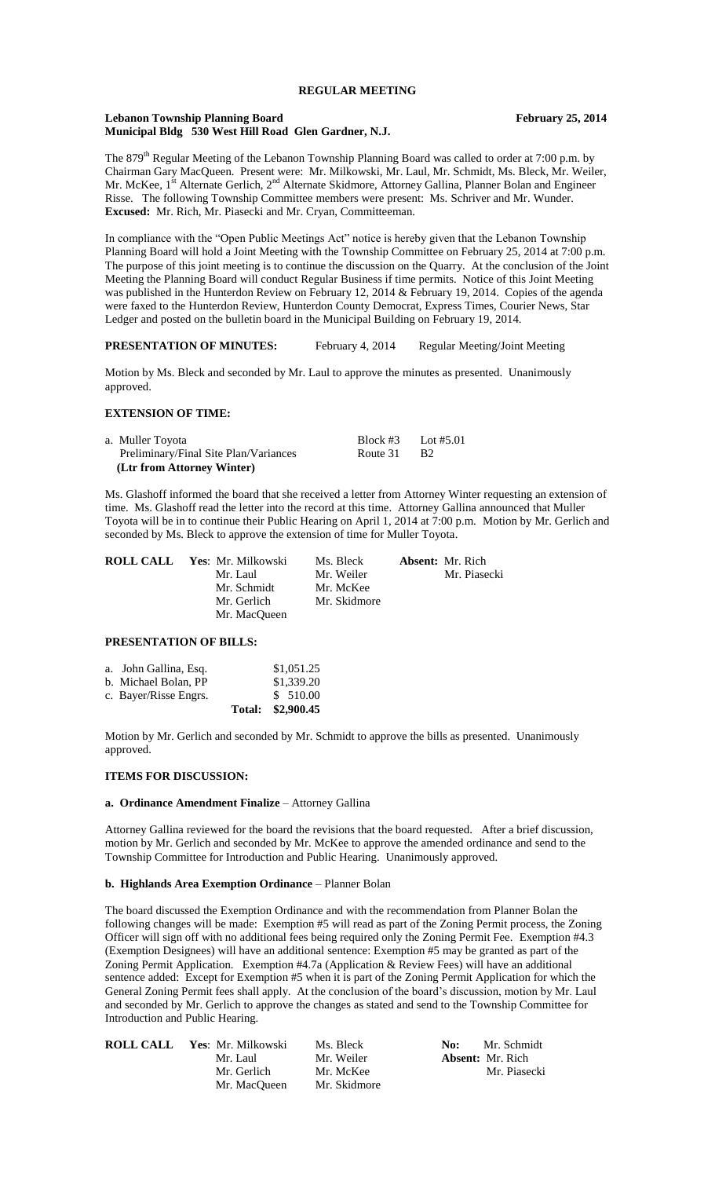# REGULAR MEETING

**Lebanon Township Planning Board** **February 25, 2014**
**Municipal Bldg 530 West Hill Road Glen Gardner, N.J.**

The 879[th] Regular Meeting of the Lebanon Township Planning Board was called to order at 7:00 p.m. by Chairman Gary MacQueen. Present were: Mr. Milkowski, Mr. Laul, Mr. Schmidt, Ms. Bleck, Mr. Weiler, Mr. McKee, 1[st] Alternate Gerlich, 2[nd] Alternate Skidmore, Attorney Gallina, Planner Bolan and Engineer Risse. The following Township Committee members were present: Ms. Schriver and Mr. Wunder. **Excused:** Mr. Rich, Mr. Piasecki and Mr. Cryan, Committeeman.

In compliance with the "Open Public Meetings Act" notice is hereby given that the Lebanon Township Planning Board will hold a Joint Meeting with the Township Committee on February 25, 2014 at 7:00 p.m. The purpose of this joint meeting is to continue the discussion on the Quarry. At the conclusion of the Joint Meeting the Planning Board will conduct Regular Business if time permits. Notice of this Joint Meeting was published in the Hunterdon Review on February 12, 2014 & February 19, 2014. Copies of the agenda were faxed to the Hunterdon Review, Hunterdon County Democrat, Express Times, Courier News, Star Ledger and posted on the bulletin board in the Municipal Building on February 19, 2014.

**PRESENTATION OF MINUTES:** February 4, 2014 Regular Meeting/Joint Meeting

Motion by Ms. Bleck and seconded by Mr. Laul to approve the minutes as presented. Unanimously approved.

## EXTENSION OF TIME:

| | | |
|---|---|---|
| a. Muller Toyota | Block #3 | Lot #5.01 |
| Preliminary/Final Site Plan/Variances | Route 31 | B2 |
| **(Ltr from Attorney Winter)** | | |

Ms. Glashoff informed the board that she received a letter from Attorney Winter requesting an extension of time. Ms. Glashoff read the letter into the record at this time. Attorney Gallina announced that Muller Toyota will be in to continue their Public Hearing on April 1, 2014 at 7:00 p.m. Motion by Mr. Gerlich and seconded by Ms. Bleck to approve the extension of time for Muller Toyota.

| **ROLL CALL** | **Yes**: Mr. Milkowski | Ms. Bleck | **Absent:** Mr. Rich |
|---|---|---|---|
| | Mr. Laul | Mr. Weiler | Mr. Piasecki |
| | Mr. Schmidt | Mr. McKee | |
| | Mr. Gerlich | Mr. Skidmore | |
| | Mr. MacQueen | | |

## PRESENTATION OF BILLS:

| | |
|---|---|
| a. John Gallina, Esq. | $1,051.25 |
| b. Michael Bolan, PP | $1,339.20 |
| c. Bayer/Risse Engrs. | $ 510.00 |
| **Total:** | **$2,900.45** |

Motion by Mr. Gerlich and seconded by Mr. Schmidt to approve the bills as presented. Unanimously approved.

## ITEMS FOR DISCUSSION:

**a. Ordinance Amendment Finalize** – Attorney Gallina

Attorney Gallina reviewed for the board the revisions that the board requested. After a brief discussion, motion by Mr. Gerlich and seconded by Mr. McKee to approve the amended ordinance and send to the Township Committee for Introduction and Public Hearing. Unanimously approved.

**b. Highlands Area Exemption Ordinance** – Planner Bolan

The board discussed the Exemption Ordinance and with the recommendation from Planner Bolan the following changes will be made: Exemption #5 will read as part of the Zoning Permit process, the Zoning Officer will sign off with no additional fees being required only the Zoning Permit Fee. Exemption #4.3 (Exemption Designees) will have an additional sentence: Exemption #5 may be granted as part of the Zoning Permit Application. Exemption #4.7a (Application & Review Fees) will have an additional sentence added: Except for Exemption #5 when it is part of the Zoning Permit Application for which the General Zoning Permit fees shall apply. At the conclusion of the board's discussion, motion by Mr. Laul and seconded by Mr. Gerlich to approve the changes as stated and send to the Township Committee for Introduction and Public Hearing.

| **ROLL CALL** | **Yes**: Mr. Milkowski | Ms. Bleck | **No:** Mr. Schmidt |
|---|---|---|---|
| | Mr. Laul | Mr. Weiler | **Absent:** Mr. Rich |
| | Mr. Gerlich | Mr. McKee | Mr. Piasecki |
| | Mr. MacQueen | Mr. Skidmore | |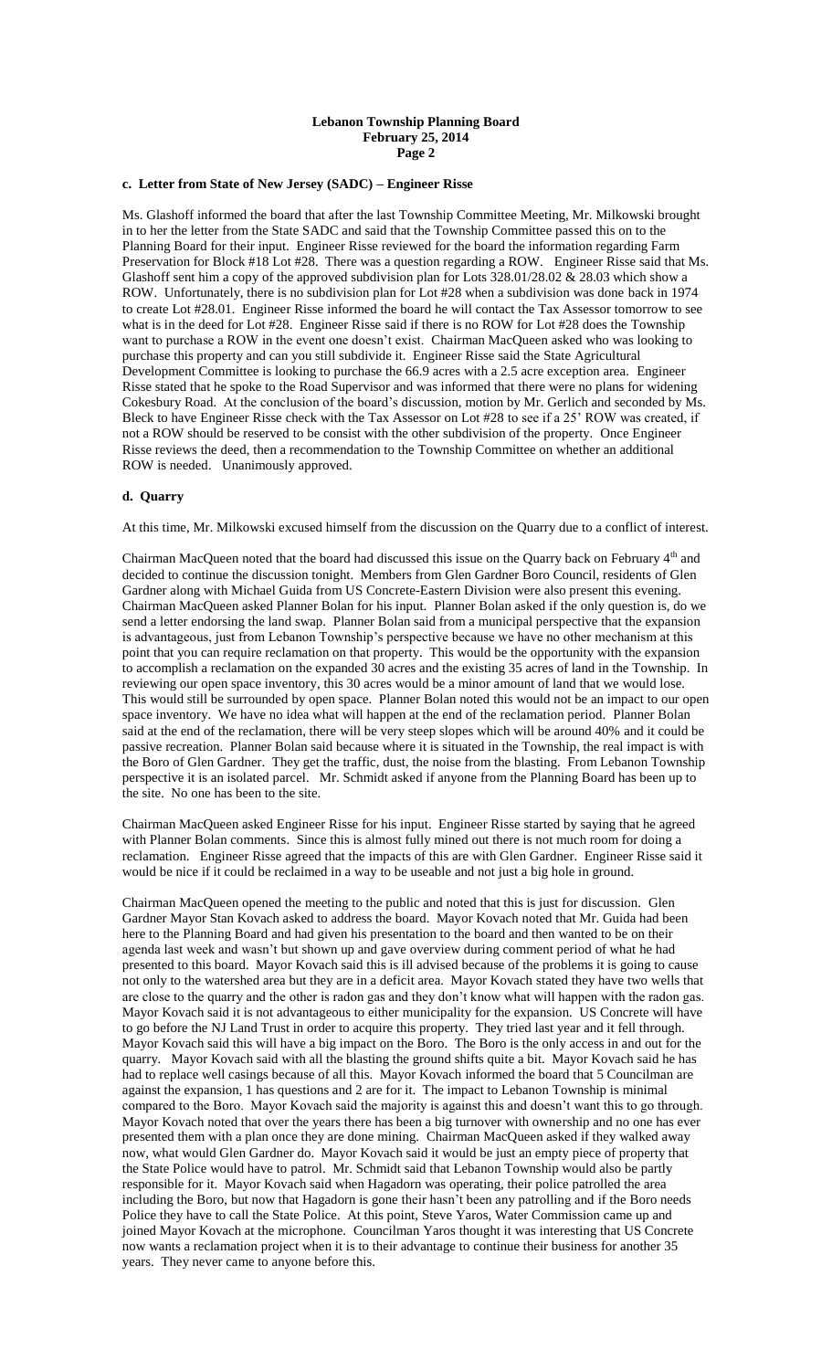### c. Letter from State of New Jersey (SADC) – Engineer Risse

Ms. Glashoff informed the board that after the last Township Committee Meeting, Mr. Milkowski brought in to her the letter from the State SADC and said that the Township Committee passed this on to the Planning Board for their input. Engineer Risse reviewed for the board the information regarding Farm Preservation for Block #18 Lot #28. There was a question regarding a ROW. Engineer Risse said that Ms. Glashoff sent him a copy of the approved subdivision plan for Lots 328.01/28.02 & 28.03 which show a ROW. Unfortunately, there is no subdivision plan for Lot #28 when a subdivision was done back in 1974 to create Lot #28.01. Engineer Risse informed the board he will contact the Tax Assessor tomorrow to see what is in the deed for Lot #28. Engineer Risse said if there is no ROW for Lot #28 does the Township want to purchase a ROW in the event one doesn't exist. Chairman MacQueen asked who was looking to purchase this property and can you still subdivide it. Engineer Risse said the State Agricultural Development Committee is looking to purchase the 66.9 acres with a 2.5 acre exception area. Engineer Risse stated that he spoke to the Road Supervisor and was informed that there were no plans for widening Cokesbury Road. At the conclusion of the board's discussion, motion by Mr. Gerlich and seconded by Ms. Bleck to have Engineer Risse check with the Tax Assessor on Lot #28 to see if a 25' ROW was created, if not a ROW should be reserved to be consist with the other subdivision of the property. Once Engineer Risse reviews the deed, then a recommendation to the Township Committee on whether an additional ROW is needed. Unanimously approved.

### d. Quarry

At this time, Mr. Milkowski excused himself from the discussion on the Quarry due to a conflict of interest.

Chairman MacQueen noted that the board had discussed this issue on the Quarry back on February 4th and decided to continue the discussion tonight. Members from Glen Gardner Boro Council, residents of Glen Gardner along with Michael Guida from US Concrete-Eastern Division were also present this evening. Chairman MacQueen asked Planner Bolan for his input. Planner Bolan asked if the only question is, do we send a letter endorsing the land swap. Planner Bolan said from a municipal perspective that the expansion is advantageous, just from Lebanon Township's perspective because we have no other mechanism at this point that you can require reclamation on that property. This would be the opportunity with the expansion to accomplish a reclamation on the expanded 30 acres and the existing 35 acres of land in the Township. In reviewing our open space inventory, this 30 acres would be a minor amount of land that we would lose. This would still be surrounded by open space. Planner Bolan noted this would not be an impact to our open space inventory. We have no idea what will happen at the end of the reclamation period. Planner Bolan said at the end of the reclamation, there will be very steep slopes which will be around 40% and it could be passive recreation. Planner Bolan said because where it is situated in the Township, the real impact is with the Boro of Glen Gardner. They get the traffic, dust, the noise from the blasting. From Lebanon Township perspective it is an isolated parcel. Mr. Schmidt asked if anyone from the Planning Board has been up to the site. No one has been to the site.

Chairman MacQueen asked Engineer Risse for his input. Engineer Risse started by saying that he agreed with Planner Bolan comments. Since this is almost fully mined out there is not much room for doing a reclamation. Engineer Risse agreed that the impacts of this are with Glen Gardner. Engineer Risse said it would be nice if it could be reclaimed in a way to be useable and not just a big hole in ground.

Chairman MacQueen opened the meeting to the public and noted that this is just for discussion. Glen Gardner Mayor Stan Kovach asked to address the board. Mayor Kovach noted that Mr. Guida had been here to the Planning Board and had given his presentation to the board and then wanted to be on their agenda last week and wasn't but shown up and gave overview during comment period of what he had presented to this board. Mayor Kovach said this is ill advised because of the problems it is going to cause not only to the watershed area but they are in a deficit area. Mayor Kovach stated they have two wells that are close to the quarry and the other is radon gas and they don't know what will happen with the radon gas. Mayor Kovach said it is not advantageous to either municipality for the expansion. US Concrete will have to go before the NJ Land Trust in order to acquire this property. They tried last year and it fell through. Mayor Kovach said this will have a big impact on the Boro. The Boro is the only access in and out for the quarry. Mayor Kovach said with all the blasting the ground shifts quite a bit. Mayor Kovach said he has had to replace well casings because of all this. Mayor Kovach informed the board that 5 Councilman are against the expansion, 1 has questions and 2 are for it. The impact to Lebanon Township is minimal compared to the Boro. Mayor Kovach said the majority is against this and doesn't want this to go through. Mayor Kovach noted that over the years there has been a big turnover with ownership and no one has ever presented them with a plan once they are done mining. Chairman MacQueen asked if they walked away now, what would Glen Gardner do. Mayor Kovach said it would be just an empty piece of property that the State Police would have to patrol. Mr. Schmidt said that Lebanon Township would also be partly responsible for it. Mayor Kovach said when Hagadorn was operating, their police patrolled the area including the Boro, but now that Hagadorn is gone their hasn't been any patrolling and if the Boro needs Police they have to call the State Police. At this point, Steve Yaros, Water Commission came up and joined Mayor Kovach at the microphone. Councilman Yaros thought it was interesting that US Concrete now wants a reclamation project when it is to their advantage to continue their business for another 35 years. They never came to anyone before this.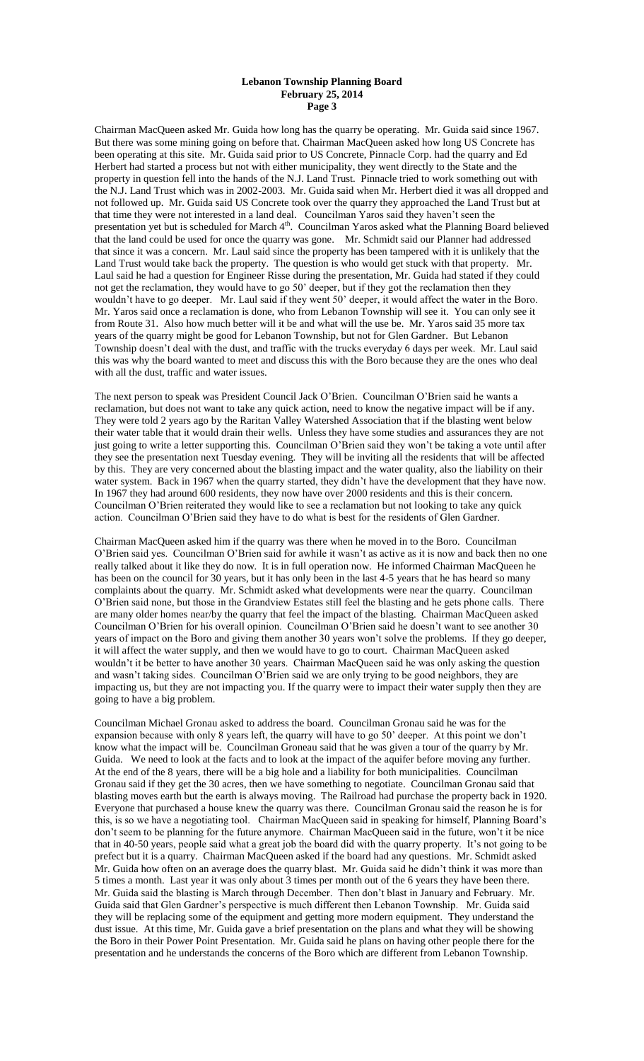Chairman MacQueen asked Mr. Guida how long has the quarry be operating. Mr. Guida said since 1967. But there was some mining going on before that. Chairman MacQueen asked how long US Concrete has been operating at this site. Mr. Guida said prior to US Concrete, Pinnacle Corp. had the quarry and Ed Herbert had started a process but not with either municipality, they went directly to the State and the property in question fell into the hands of the N.J. Land Trust. Pinnacle tried to work something out with the N.J. Land Trust which was in 2002-2003. Mr. Guida said when Mr. Herbert died it was all dropped and not followed up. Mr. Guida said US Concrete took over the quarry they approached the Land Trust but at that time they were not interested in a land deal. Councilman Yaros said they haven't seen the presentation yet but is scheduled for March 4th. Councilman Yaros asked what the Planning Board believed that the land could be used for once the quarry was gone. Mr. Schmidt said our Planner had addressed that since it was a concern. Mr. Laul said since the property has been tampered with it is unlikely that the Land Trust would take back the property. The question is who would get stuck with that property. Mr. Laul said he had a question for Engineer Risse during the presentation, Mr. Guida had stated if they could not get the reclamation, they would have to go 50' deeper, but if they got the reclamation then they wouldn't have to go deeper. Mr. Laul said if they went 50' deeper, it would affect the water in the Boro. Mr. Yaros said once a reclamation is done, who from Lebanon Township will see it. You can only see it from Route 31. Also how much better will it be and what will the use be. Mr. Yaros said 35 more tax years of the quarry might be good for Lebanon Township, but not for Glen Gardner. But Lebanon Township doesn't deal with the dust, and traffic with the trucks everyday 6 days per week. Mr. Laul said this was why the board wanted to meet and discuss this with the Boro because they are the ones who deal with all the dust, traffic and water issues.

The next person to speak was President Council Jack O'Brien. Councilman O'Brien said he wants a reclamation, but does not want to take any quick action, need to know the negative impact will be if any. They were told 2 years ago by the Raritan Valley Watershed Association that if the blasting went below their water table that it would drain their wells. Unless they have some studies and assurances they are not just going to write a letter supporting this. Councilman O'Brien said they won't be taking a vote until after they see the presentation next Tuesday evening. They will be inviting all the residents that will be affected by this. They are very concerned about the blasting impact and the water quality, also the liability on their water system. Back in 1967 when the quarry started, they didn't have the development that they have now. In 1967 they had around 600 residents, they now have over 2000 residents and this is their concern. Councilman O'Brien reiterated they would like to see a reclamation but not looking to take any quick action. Councilman O'Brien said they have to do what is best for the residents of Glen Gardner.

Chairman MacQueen asked him if the quarry was there when he moved in to the Boro. Councilman O'Brien said yes. Councilman O'Brien said for awhile it wasn't as active as it is now and back then no one really talked about it like they do now. It is in full operation now. He informed Chairman MacQueen he has been on the council for 30 years, but it has only been in the last 4-5 years that he has heard so many complaints about the quarry. Mr. Schmidt asked what developments were near the quarry. Councilman O'Brien said none, but those in the Grandview Estates still feel the blasting and he gets phone calls. There are many older homes near/by the quarry that feel the impact of the blasting. Chairman MacQueen asked Councilman O'Brien for his overall opinion. Councilman O'Brien said he doesn't want to see another 30 years of impact on the Boro and giving them another 30 years won't solve the problems. If they go deeper, it will affect the water supply, and then we would have to go to court. Chairman MacQueen asked wouldn't it be better to have another 30 years. Chairman MacQueen said he was only asking the question and wasn't taking sides. Councilman O'Brien said we are only trying to be good neighbors, they are impacting us, but they are not impacting you. If the quarry were to impact their water supply then they are going to have a big problem.

Councilman Michael Gronau asked to address the board. Councilman Gronau said he was for the expansion because with only 8 years left, the quarry will have to go 50' deeper. At this point we don't know what the impact will be. Councilman Groneau said that he was given a tour of the quarry by Mr. Guida. We need to look at the facts and to look at the impact of the aquifer before moving any further. At the end of the 8 years, there will be a big hole and a liability for both municipalities. Councilman Gronau said if they get the 30 acres, then we have something to negotiate. Councilman Gronau said that blasting moves earth but the earth is always moving. The Railroad had purchase the property back in 1920. Everyone that purchased a house knew the quarry was there. Councilman Gronau said the reason he is for this, is so we have a negotiating tool. Chairman MacQueen said in speaking for himself, Planning Board's don't seem to be planning for the future anymore. Chairman MacQueen said in the future, won't it be nice that in 40-50 years, people said what a great job the board did with the quarry property. It's not going to be prefect but it is a quarry. Chairman MacQueen asked if the board had any questions. Mr. Schmidt asked Mr. Guida how often on an average does the quarry blast. Mr. Guida said he didn't think it was more than 5 times a month. Last year it was only about 3 times per month out of the 6 years they have been there. Mr. Guida said the blasting is March through December. Then don't blast in January and February. Mr. Guida said that Glen Gardner's perspective is much different then Lebanon Township. Mr. Guida said they will be replacing some of the equipment and getting more modern equipment. They understand the dust issue. At this time, Mr. Guida gave a brief presentation on the plans and what they will be showing the Boro in their Power Point Presentation. Mr. Guida said he plans on having other people there for the presentation and he understands the concerns of the Boro which are different from Lebanon Township.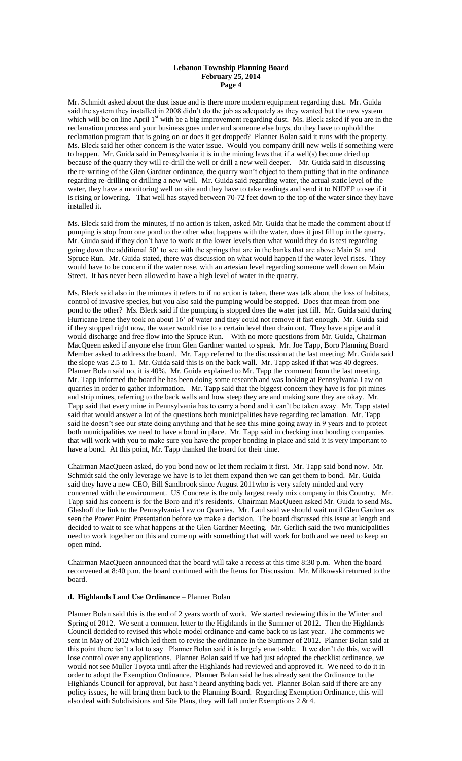Mr. Schmidt asked about the dust issue and is there more modern equipment regarding dust. Mr. Guida said the system they installed in 2008 didn't do the job as adequately as they wanted but the new system which will be on line April 1st with be a big improvement regarding dust. Ms. Bleck asked if you are in the reclamation process and your business goes under and someone else buys, do they have to uphold the reclamation program that is going on or does it get dropped? Planner Bolan said it runs with the property. Ms. Bleck said her other concern is the water issue. Would you company drill new wells if something were to happen. Mr. Guida said in Pennsylvania it is in the mining laws that if a well(s) become dried up because of the quarry they will re-drill the well or drill a new well deeper. Mr. Guida said in discussing the re-writing of the Glen Gardner ordinance, the quarry won't object to them putting that in the ordinance regarding re-drilling or drilling a new well. Mr. Guida said regarding water, the actual static level of the water, they have a monitoring well on site and they have to take readings and send it to NJDEP to see if it is rising or lowering. That well has stayed between 70-72 feet down to the top of the water since they have installed it.

Ms. Bleck said from the minutes, if no action is taken, asked Mr. Guida that he made the comment about if pumping is stop from one pond to the other what happens with the water, does it just fill up in the quarry. Mr. Guida said if they don't have to work at the lower levels then what would they do is test regarding going down the additional 50' to see with the springs that are in the banks that are above Main St. and Spruce Run. Mr. Guida stated, there was discussion on what would happen if the water level rises. They would have to be concern if the water rose, with an artesian level regarding someone well down on Main Street. It has never been allowed to have a high level of water in the quarry.

Ms. Bleck said also in the minutes it refers to if no action is taken, there was talk about the loss of habitats, control of invasive species, but you also said the pumping would be stopped. Does that mean from one pond to the other? Ms. Bleck said if the pumping is stopped does the water just fill. Mr. Guida said during Hurricane Irene they took on about 16' of water and they could not remove it fast enough. Mr. Guida said if they stopped right now, the water would rise to a certain level then drain out. They have a pipe and it would discharge and free flow into the Spruce Run. With no more questions from Mr. Guida, Chairman MacQueen asked if anyone else from Glen Gardner wanted to speak. Mr. Joe Tapp, Boro Planning Board Member asked to address the board. Mr. Tapp referred to the discussion at the last meeting; Mr. Guida said the slope was 2.5 to 1. Mr. Guida said this is on the back wall. Mr. Tapp asked if that was 40 degrees. Planner Bolan said no, it is 40%. Mr. Guida explained to Mr. Tapp the comment from the last meeting. Mr. Tapp informed the board he has been doing some research and was looking at Pennsylvania Law on quarries in order to gather information. Mr. Tapp said that the biggest concern they have is for pit mines and strip mines, referring to the back walls and how steep they are and making sure they are okay. Mr. Tapp said that every mine in Pennsylvania has to carry a bond and it can't be taken away. Mr. Tapp stated said that would answer a lot of the questions both municipalities have regarding reclamation. Mr. Tapp said he doesn't see our state doing anything and that he see this mine going away in 9 years and to protect both municipalities we need to have a bond in place. Mr. Tapp said in checking into bonding companies that will work with you to make sure you have the proper bonding in place and said it is very important to have a bond. At this point, Mr. Tapp thanked the board for their time.

Chairman MacQueen asked, do you bond now or let them reclaim it first. Mr. Tapp said bond now. Mr. Schmidt said the only leverage we have is to let them expand then we can get them to bond. Mr. Guida said they have a new CEO, Bill Sandbrook since August 2011who is very safety minded and very concerned with the environment. US Concrete is the only largest ready mix company in this Country. Mr. Tapp said his concern is for the Boro and it's residents. Chairman MacQueen asked Mr. Guida to send Ms. Glashoff the link to the Pennsylvania Law on Quarries. Mr. Laul said we should wait until Glen Gardner as seen the Power Point Presentation before we make a decision. The board discussed this issue at length and decided to wait to see what happens at the Glen Gardner Meeting. Mr. Gerlich said the two municipalities need to work together on this and come up with something that will work for both and we need to keep an open mind.

Chairman MacQueen announced that the board will take a recess at this time 8:30 p.m. When the board reconvened at 8:40 p.m. the board continued with the Items for Discussion. Mr. Milkowski returned to the board.

**d. Highlands Land Use Ordinance** – Planner Bolan

Planner Bolan said this is the end of 2 years worth of work. We started reviewing this in the Winter and Spring of 2012. We sent a comment letter to the Highlands in the Summer of 2012. Then the Highlands Council decided to revised this whole model ordinance and came back to us last year. The comments we sent in May of 2012 which led them to revise the ordinance in the Summer of 2012. Planner Bolan said at this point there isn't a lot to say. Planner Bolan said it is largely enact-able. It we don't do this, we will lose control over any applications. Planner Bolan said if we had just adopted the checklist ordinance, we would not see Muller Toyota until after the Highlands had reviewed and approved it. We need to do it in order to adopt the Exemption Ordinance. Planner Bolan said he has already sent the Ordinance to the Highlands Council for approval, but hasn't heard anything back yet. Planner Bolan said if there are any policy issues, he will bring them back to the Planning Board. Regarding Exemption Ordinance, this will also deal with Subdivisions and Site Plans, they will fall under Exemptions 2 & 4.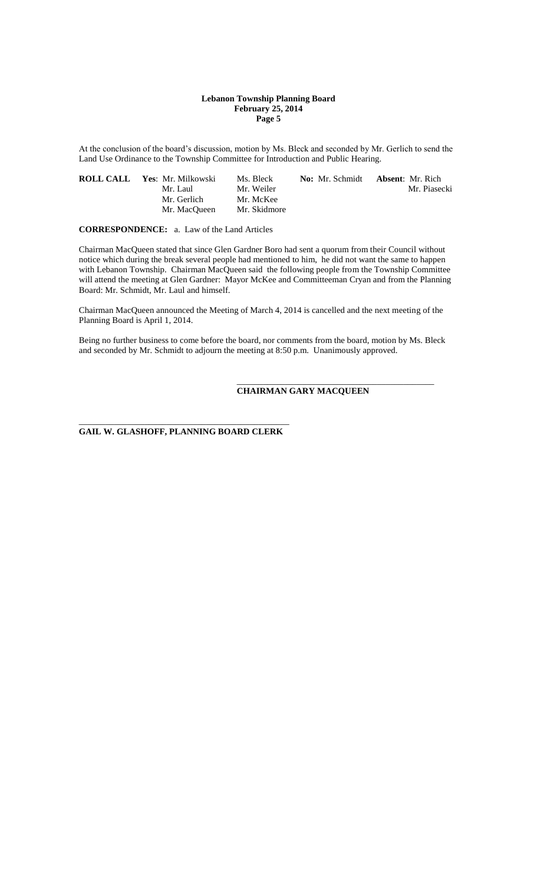At the conclusion of the board's discussion, motion by Ms. Bleck and seconded by Mr. Gerlich to send the Land Use Ordinance to the Township Committee for Introduction and Public Hearing.

| | | | | |
|---|---|---|---|---|
| **ROLL CALL** | **Yes**: Mr. Milkowski | Ms. Bleck | **No:** Mr. Schmidt | **Absent**: Mr. Rich |
| | Mr. Laul | Mr. Weiler | | Mr. Piasecki |
| | Mr. Gerlich | Mr. McKee | | |
| | Mr. MacQueen | Mr. Skidmore | | |

**CORRESPONDENCE:** a. Law of the Land Articles

Chairman MacQueen stated that since Glen Gardner Boro had sent a quorum from their Council without notice which during the break several people had mentioned to him, he did not want the same to happen with Lebanon Township. Chairman MacQueen said the following people from the Township Committee will attend the meeting at Glen Gardner: Mayor McKee and Committeeman Cryan and from the Planning Board: Mr. Schmidt, Mr. Laul and himself.

Chairman MacQueen announced the Meeting of March 4, 2014 is cancelled and the next meeting of the Planning Board is April 1, 2014.

Being no further business to come before the board, nor comments from the board, motion by Ms. Bleck and seconded by Mr. Schmidt to adjourn the meeting at 8:50 p.m. Unanimously approved.

\_\_\_\_\_\_\_\_\_\_\_\_\_\_\_\_\_\_\_\_\_\_\_\_\_\_\_\_\_\_\_\_\_\_\_\_\_\_\_\_\_\_\_\_
**CHAIRMAN GARY MACQUEEN**

\_\_\_\_\_\_\_\_\_\_\_\_\_\_\_\_\_\_\_\_\_\_\_\_\_\_\_\_\_\_\_\_\_\_\_\_\_\_\_\_\_\_\_\_
**GAIL W. GLASHOFF, PLANNING BOARD CLERK**